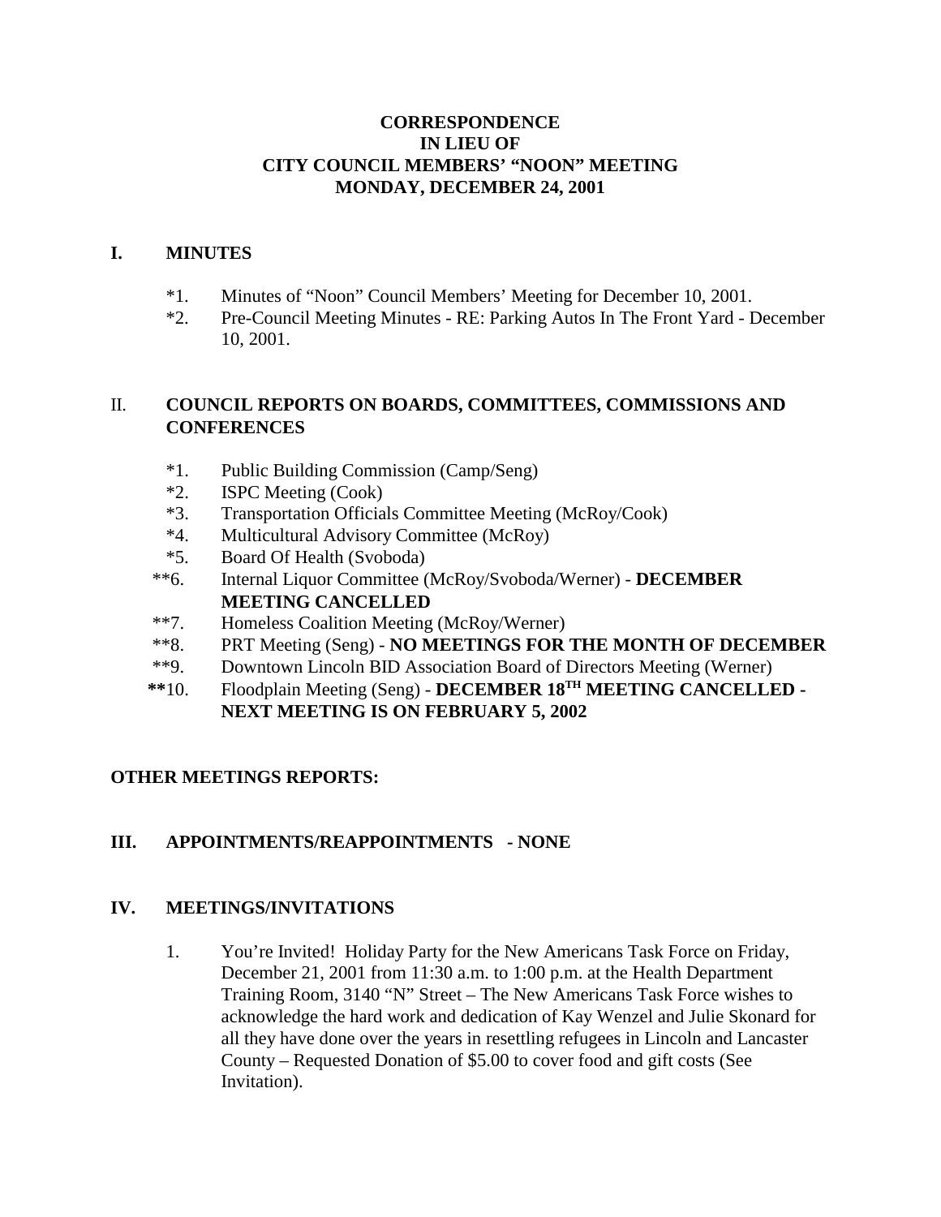**CORRESPONDENCE**
**IN LIEU OF**
**CITY COUNCIL MEMBERS' "NOON" MEETING**
**MONDAY, DECEMBER 24, 2001**

## I. MINUTES

*1. Minutes of "Noon" Council Members' Meeting for December 10, 2001.
*2. Pre-Council Meeting Minutes - RE: Parking Autos In The Front Yard - December 10, 2001.

## II. COUNCIL REPORTS ON BOARDS, COMMITTEES, COMMISSIONS AND CONFERENCES

*1. Public Building Commission (Camp/Seng)
*2. ISPC Meeting (Cook)
*3. Transportation Officials Committee Meeting (McRoy/Cook)
*4. Multicultural Advisory Committee (McRoy)
*5. Board Of Health (Svoboda)
**6. Internal Liquor Committee (McRoy/Svoboda/Werner) - **DECEMBER MEETING CANCELLED**
**7. Homeless Coalition Meeting (McRoy/Werner)
**8. PRT Meeting (Seng) - **NO MEETINGS FOR THE MONTH OF DECEMBER**
**9. Downtown Lincoln BID Association Board of Directors Meeting (Werner)
**10. Floodplain Meeting (Seng) - **DECEMBER 18TH MEETING CANCELLED - NEXT MEETING IS ON FEBRUARY 5, 2002**

## OTHER MEETINGS REPORTS:

## III. APPOINTMENTS/REAPPOINTMENTS - NONE

## IV. MEETINGS/INVITATIONS

1. You're Invited! Holiday Party for the New Americans Task Force on Friday, December 21, 2001 from 11:30 a.m. to 1:00 p.m. at the Health Department Training Room, 3140 "N" Street – The New Americans Task Force wishes to acknowledge the hard work and dedication of Kay Wenzel and Julie Skonard for all they have done over the years in resettling refugees in Lincoln and Lancaster County – Requested Donation of $5.00 to cover food and gift costs (See Invitation).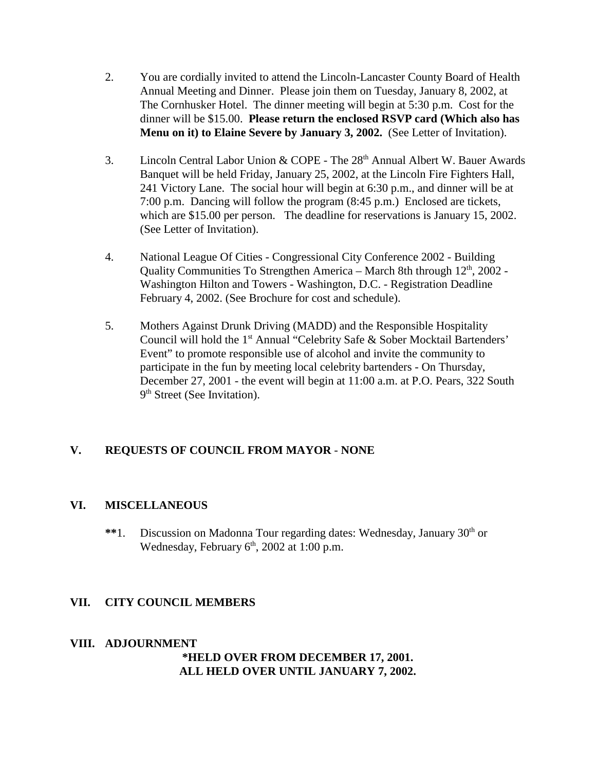2. You are cordially invited to attend the Lincoln-Lancaster County Board of Health Annual Meeting and Dinner. Please join them on Tuesday, January 8, 2002, at The Cornhusker Hotel. The dinner meeting will begin at 5:30 p.m. Cost for the dinner will be $15.00. **Please return the enclosed RSVP card (Which also has Menu on it) to Elaine Severe by January 3, 2002.** (See Letter of Invitation).

3. Lincoln Central Labor Union & COPE - The 28th Annual Albert W. Bauer Awards Banquet will be held Friday, January 25, 2002, at the Lincoln Fire Fighters Hall, 241 Victory Lane. The social hour will begin at 6:30 p.m., and dinner will be at 7:00 p.m. Dancing will follow the program (8:45 p.m.) Enclosed are tickets, which are $15.00 per person. The deadline for reservations is January 15, 2002. (See Letter of Invitation).

4. National League Of Cities - Congressional City Conference 2002 - Building Quality Communities To Strengthen America – March 8th through 12th, 2002 - Washington Hilton and Towers - Washington, D.C. - Registration Deadline February 4, 2002. (See Brochure for cost and schedule).

5. Mothers Against Drunk Driving (MADD) and the Responsible Hospitality Council will hold the 1st Annual "Celebrity Safe & Sober Mocktail Bartenders' Event" to promote responsible use of alcohol and invite the community to participate in the fun by meeting local celebrity bartenders - On Thursday, December 27, 2001 - the event will begin at 11:00 a.m. at P.O. Pears, 322 South 9th Street (See Invitation).

## V. REQUESTS OF COUNCIL FROM MAYOR - NONE

## VI. MISCELLANEOUS

**1. Discussion on Madonna Tour regarding dates: Wednesday, January 30th or Wednesday, February 6th, 2002 at 1:00 p.m.

## VII. CITY COUNCIL MEMBERS

## VIII. ADJOURNMENT

**\*HELD OVER FROM DECEMBER 17, 2001.**
**ALL HELD OVER UNTIL JANUARY 7, 2002.**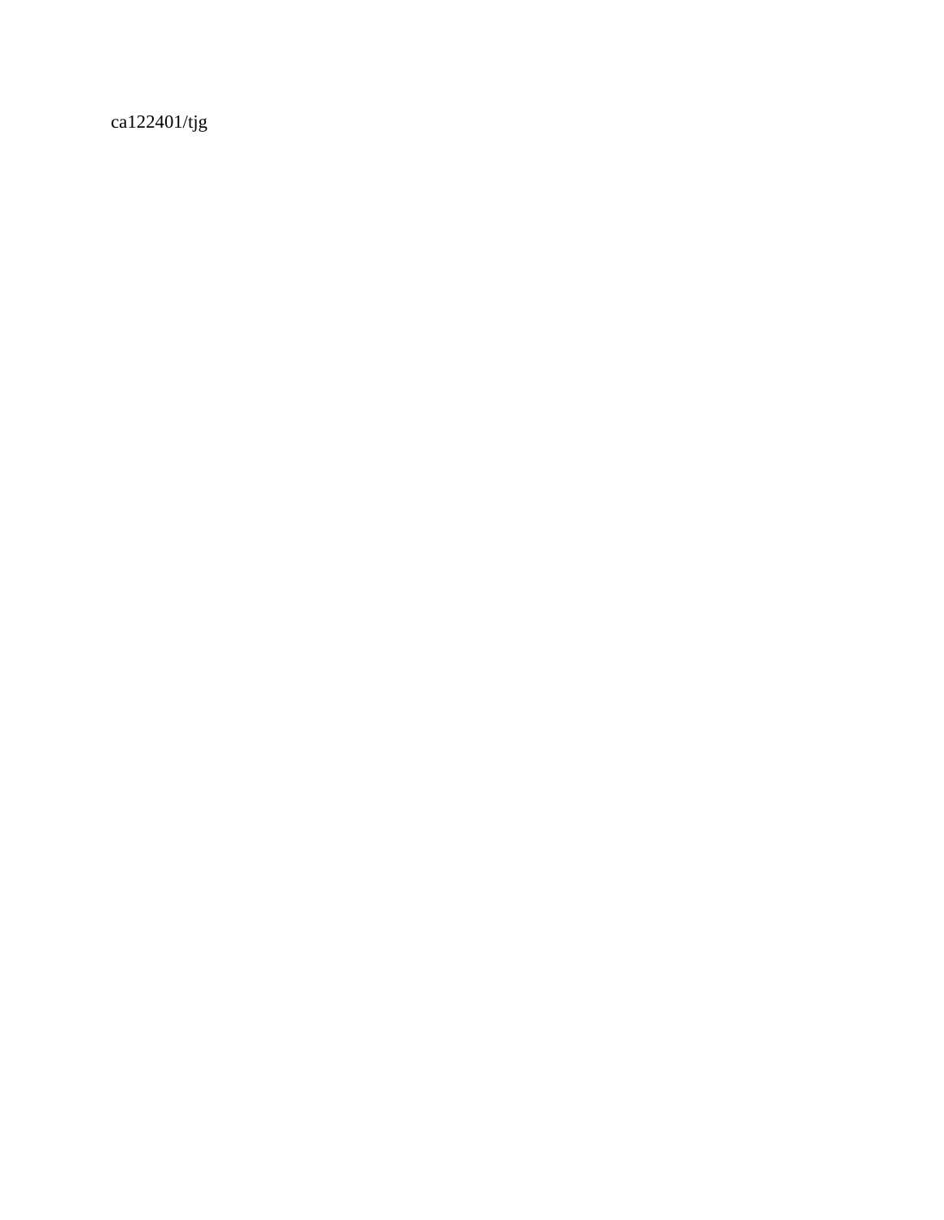ca122401/tjg